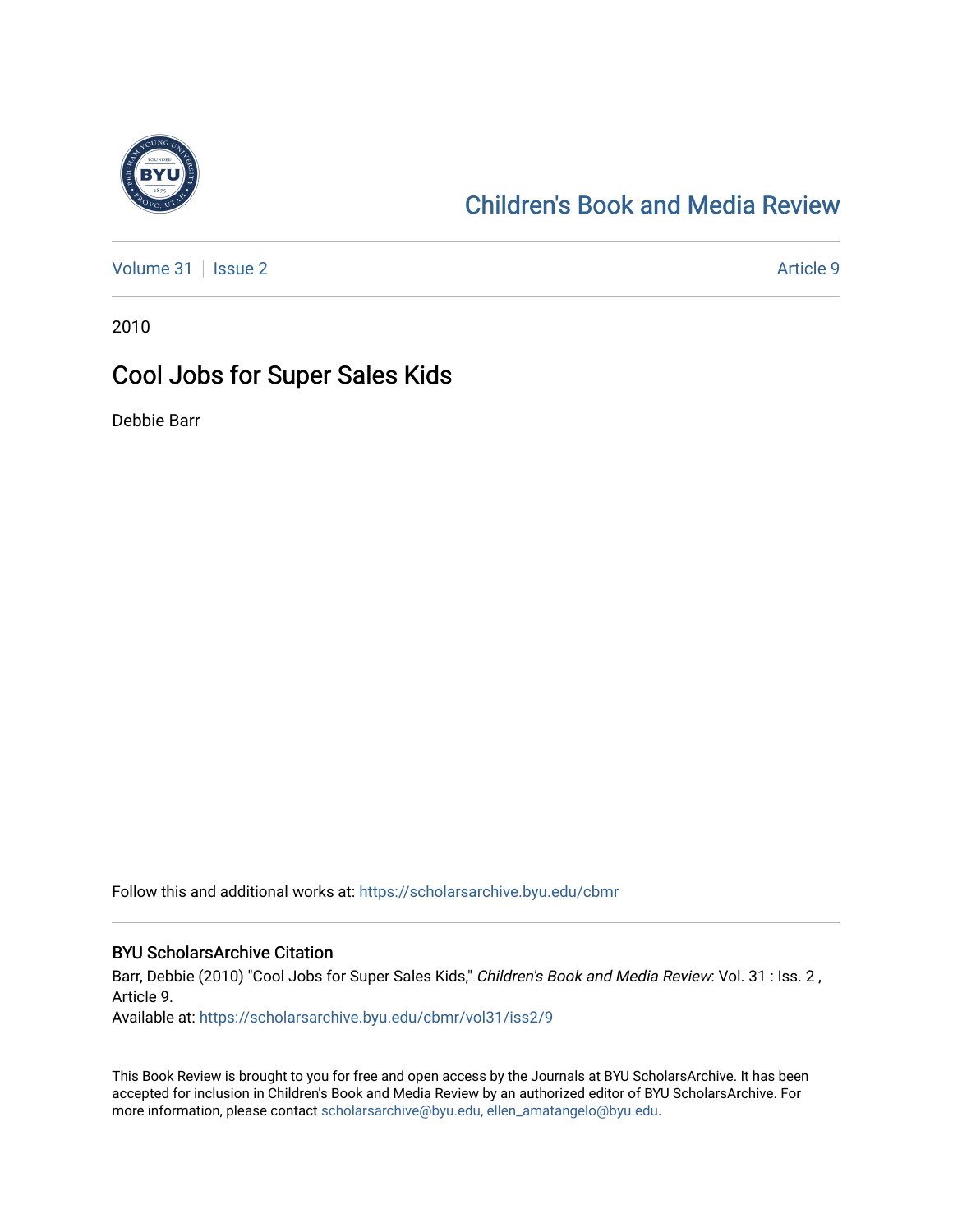Children's Book and Media Review

Volume 31 | Issue 2 | Article 9

2010

# Cool Jobs for Super Sales Kids

Debbie Barr

Follow this and additional works at: https://scholarsarchive.byu.edu/cbmr

## BYU ScholarsArchive Citation

Barr, Debbie (2010) "Cool Jobs for Super Sales Kids," *Children's Book and Media Review*: Vol. 31 : Iss. 2 , Article 9.
Available at: https://scholarsarchive.byu.edu/cbmr/vol31/iss2/9

This Book Review is brought to you for free and open access by the Journals at BYU ScholarsArchive. It has been accepted for inclusion in Children's Book and Media Review by an authorized editor of BYU ScholarsArchive. For more information, please contact scholarsarchive@byu.edu, ellen_amatangelo@byu.edu.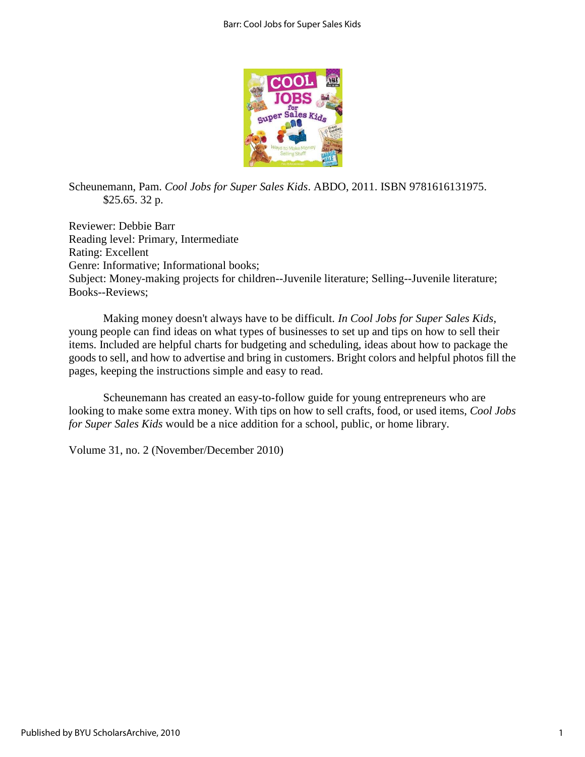Scheunemann, Pam. *Cool Jobs for Super Sales Kids*. ABDO, 2011. ISBN 9781616131975. $25.65. 32 p.

Reviewer: Debbie Barr
Reading level: Primary, Intermediate
Rating: Excellent
Genre: Informative; Informational books;
Subject: Money-making projects for children--Juvenile literature; Selling--Juvenile literature; Books--Reviews;

Making money doesn't always have to be difficult. *In Cool Jobs for Super Sales Kids*, young people can find ideas on what types of businesses to set up and tips on how to sell their items. Included are helpful charts for budgeting and scheduling, ideas about how to package the goods to sell, and how to advertise and bring in customers. Bright colors and helpful photos fill the pages, keeping the instructions simple and easy to read.

Scheunemann has created an easy-to-follow guide for young entrepreneurs who are looking to make some extra money. With tips on how to sell crafts, food, or used items, *Cool Jobs for Super Sales Kids* would be a nice addition for a school, public, or home library.

Volume 31, no. 2 (November/December 2010)